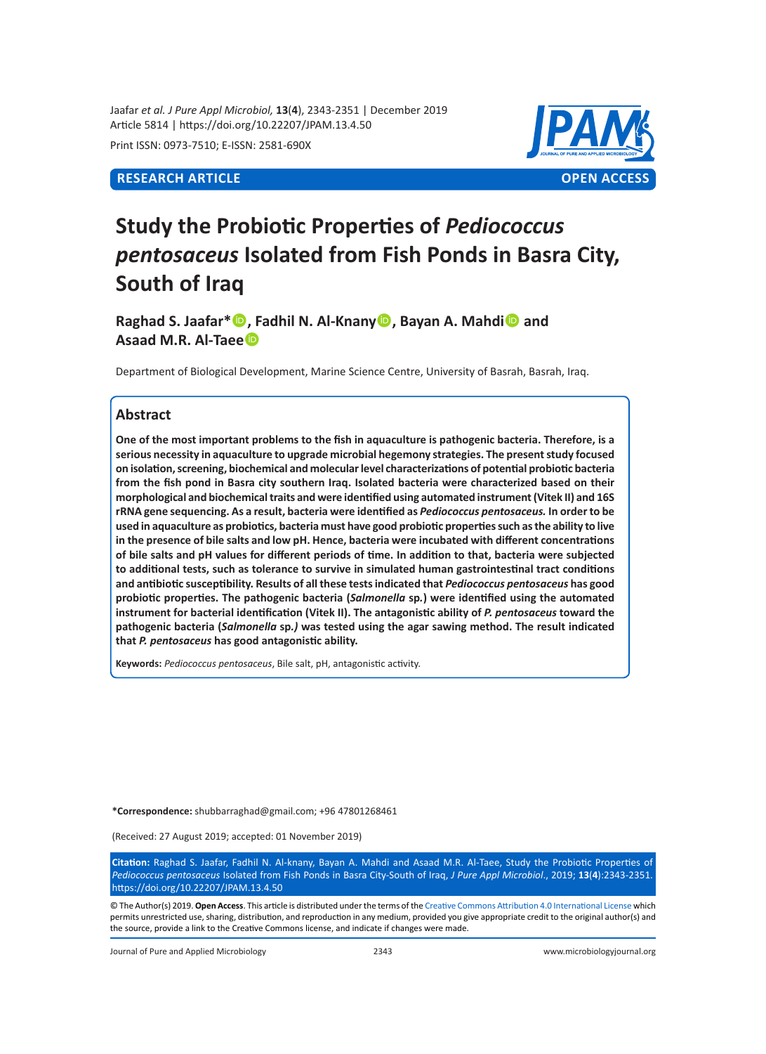RESEARCH ARTICLE | OPEN ACCESS

# Study the Probiotic Properties of *Pediococcus pentosaceus* Isolated from Fish Ponds in Basra City, South of Iraq

**Raghad S. Jaafar*, Fadhil N. Al-Knany, Bayan A. Mahdi and Asaad M.R. Al-Taee**

Department of Biological Development, Marine Science Centre, University of Basrah, Basrah, Iraq.

## Abstract

**One of the most important problems to the fish in aquaculture is pathogenic bacteria. Therefore, is a serious necessity in aquaculture to upgrade microbial hegemony strategies. The present study focused on isolation, screening, biochemical and molecular level characterizations of potential probiotic bacteria from the fish pond in Basra city southern Iraq. Isolated bacteria were characterized based on their morphological and biochemical traits and were identified using automated instrument (Vitek II) and 16S rRNA gene sequencing. As a result, bacteria were identified as *Pediococcus pentosaceus.* In order to be used in aquaculture as probiotics, bacteria must have good probiotic properties such as the ability to live in the presence of bile salts and low pH. Hence, bacteria were incubated with different concentrations of bile salts and pH values for different periods of time. In addition to that, bacteria were subjected to additional tests, such as tolerance to survive in simulated human gastrointestinal tract conditions and antibiotic susceptibility. Results of all these tests indicated that *Pediococcus pentosaceus* has good probiotic properties. The pathogenic bacteria (*Salmonella* sp.) were identified using the automated instrument for bacterial identification (Vitek II). The antagonistic ability of *P. pentosaceus* toward the pathogenic bacteria (*Salmonella* sp.) was tested using the agar sawing method. The result indicated that *P. pentosaceus* has good antagonistic ability.**

**Keywords:** *Pediococcus pentosaceus*, Bile salt, pH, antagonistic activity.

**\*Correspondence:** shubbarraghad@gmail.com; +96 47801268461

(Received: 27 August 2019; accepted: 01 November 2019)

**Citation:** Raghad S. Jaafar, Fadhil N. Al-knany, Bayan A. Mahdi and Asaad M.R. Al-Taee, Study the Probiotic Properties of *Pediococcus pentosaceus* Isolated from Fish Ponds in Basra City-South of Iraq, *J Pure Appl Microbiol*., 2019; **13**(**4**):2343-2351. https://doi.org/10.22207/JPAM.13.4.50

© The Author(s) 2019. **Open Access**. This article is distributed under the terms of the Creative Commons Attribution 4.0 International License which permits unrestricted use, sharing, distribution, and reproduction in any medium, provided you give appropriate credit to the original author(s) and the source, provide a link to the Creative Commons license, and indicate if changes were made.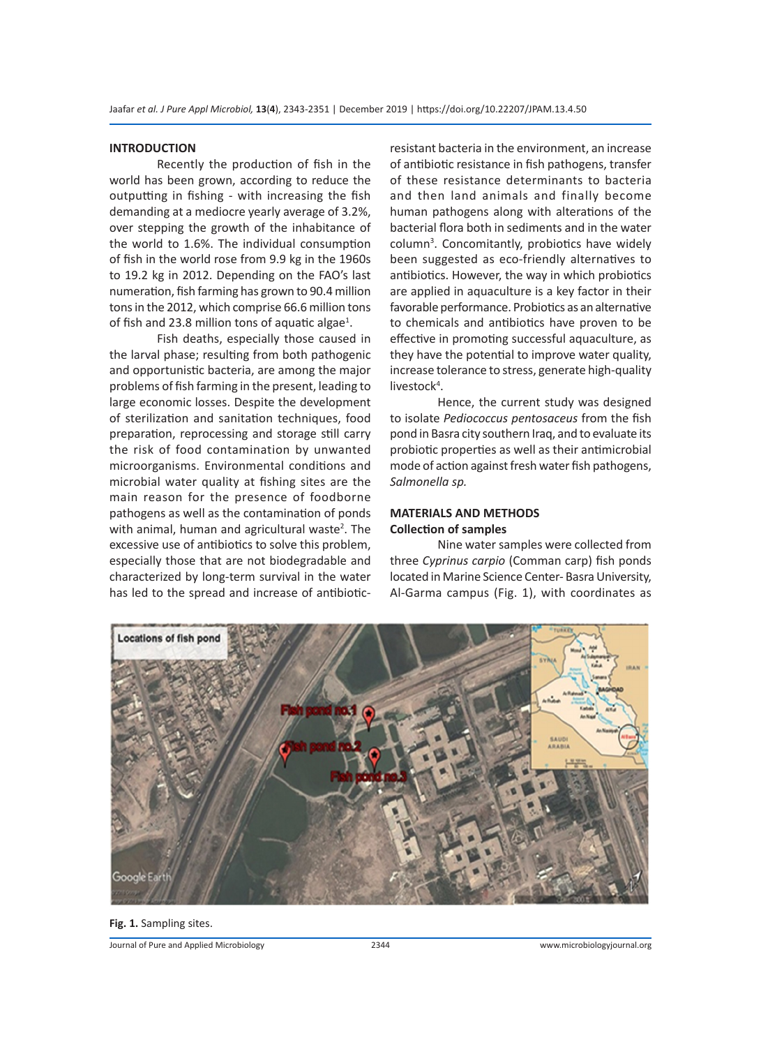## INTRODUCTION

Recently the production of fish in the world has been grown, according to reduce the outputting in fishing - with increasing the fish demanding at a mediocre yearly average of 3.2%, over stepping the growth of the inhabitance of the world to 1.6%. The individual consumption of fish in the world rose from 9.9 kg in the 1960s to 19.2 kg in 2012. Depending on the FAO's last numeration, fish farming has grown to 90.4 million tons in the 2012, which comprise 66.6 million tons of fish and 23.8 million tons of aquatic algae[1].

Fish deaths, especially those caused in the larval phase; resulting from both pathogenic and opportunistic bacteria, are among the major problems of fish farming in the present, leading to large economic losses. Despite the development of sterilization and sanitation techniques, food preparation, reprocessing and storage still carry the risk of food contamination by unwanted microorganisms. Environmental conditions and microbial water quality at fishing sites are the main reason for the presence of foodborne pathogens as well as the contamination of ponds with animal, human and agricultural waste[2]. The excessive use of antibiotics to solve this problem, especially those that are not biodegradable and characterized by long-term survival in the water has led to the spread and increase of antibiotic-resistant bacteria in the environment, an increase of antibiotic resistance in fish pathogens, transfer of these resistance determinants to bacteria and then land animals and finally become human pathogens along with alterations of the bacterial flora both in sediments and in the water column[3]. Concomitantly, probiotics have widely been suggested as eco-friendly alternatives to antibiotics. However, the way in which probiotics are applied in aquaculture is a key factor in their favorable performance. Probiotics as an alternative to chemicals and antibiotics have proven to be effective in promoting successful aquaculture, as they have the potential to improve water quality, increase tolerance to stress, generate high-quality livestock[4].

Hence, the current study was designed to isolate *Pediococcus pentosaceus* from the fish pond in Basra city southern Iraq, and to evaluate its probiotic properties as well as their antimicrobial mode of action against fresh water fish pathogens, *Salmonella sp.*

## MATERIALS AND METHODS

### Collection of samples

Nine water samples were collected from three *Cyprinus carpio* (Comman carp) fish ponds located in Marine Science Center- Basra University, Al-Garma campus (Fig. 1), with coordinates as

**Fig. 1.** Sampling sites.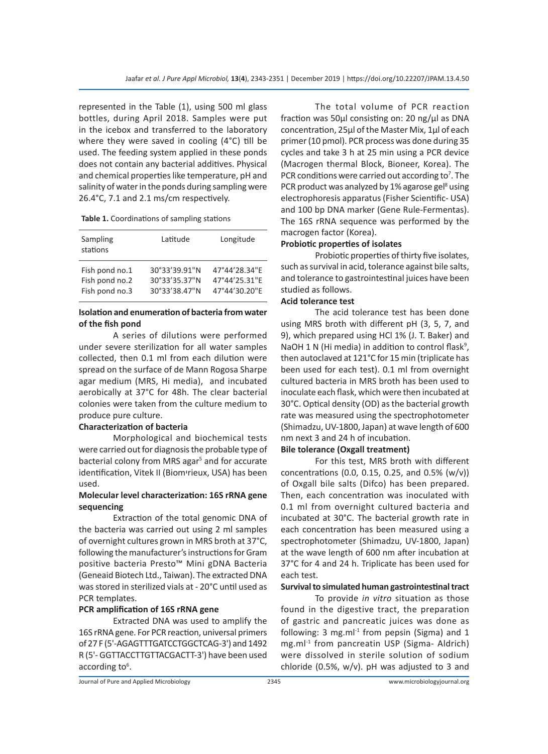represented in the Table (1), using 500 ml glass bottles, during April 2018. Samples were put in the icebox and transferred to the laboratory where they were saved in cooling (4°C) till be used. The feeding system applied in these ponds does not contain any bacterial additives. Physical and chemical properties like temperature, pH and salinity of water in the ponds during sampling were 26.4°C, 7.1 and 2.1 ms/cm respectively.

**Table 1.** Coordinations of sampling stations

| Sampling stations | Latitude | Longitude |
|---|---|---|
| Fish pond no.1 | 30°33'39.91"N | 47°44'28.34"E |
| Fish pond no.2 | 30°33'35.37"N | 47°44'25.31"E |
| Fish pond no.3 | 30°33'38.47"N | 47°44'30.20"E |

### Isolation and enumeration of bacteria from water of the fish pond

A series of dilutions were performed under severe sterilization for all water samples collected, then 0.1 ml from each dilution were spread on the surface of de Mann Rogosa Sharpe agar medium (MRS, Hi media), and incubated aerobically at 37°C for 48h. The clear bacterial colonies were taken from the culture medium to produce pure culture.

### Characterization of bacteria

Morphological and biochemical tests were carried out for diagnosis the probable type of bacterial colony from MRS agar[5] and for accurate identification, Vitek II (Biomıriеux, USA) has been used.

### Molecular level characterization: 16S rRNA gene sequencing

Extraction of the total genomic DNA of the bacteria was carried out using 2 ml samples of overnight cultures grown in MRS broth at 37°C, following the manufacturer's instructions for Gram positive bacteria Presto™ Mini gDNA Bacteria (Geneaid Biotech Ltd., Taiwan). The extracted DNA was stored in sterilized vials at - 20°C until used as PCR templates.

### PCR amplification of 16S rRNA gene

Extracted DNA was used to amplify the 16S rRNA gene. For PCR reaction, universal primers of 27 F (5'-AGAGTTTGATCCTGGCTCAG-3') and 1492 R (5'- GGTTACCTTGTTACGACTT-3') have been used according to[6].

The total volume of PCR reaction fraction was 50µl consisting on: 20 ng/µl as DNA concentration, 25µl of the Master Mix, 1µl of each primer (10 pmol). PCR process was done during 35 cycles and take 3 h at 25 min using a PCR device (Macrogen thermal Block, Bioneer, Korea). The PCR conditions were carried out according to[7]. The PCR product was analyzed by 1% agarose gel[8] using electrophoresis apparatus (Fisher Scientific- USA) and 100 bp DNA marker (Gene Rule-Fermentas). The 16S rRNA sequence was performed by the macrogen factor (Korea).

### Probiotic properties of isolates

Probiotic properties of thirty five isolates, such as survival in acid, tolerance against bile salts, and tolerance to gastrointestinal juices have been studied as follows.

### Acid tolerance test

The acid tolerance test has been done using MRS broth with different pH (3, 5, 7, and 9), which prepared using HCl 1% (J. T. Baker) and NaOH 1 N (Hi media) in addition to control flask[9], then autoclaved at 121°C for 15 min (triplicate has been used for each test). 0.1 ml from overnight cultured bacteria in MRS broth has been used to inoculate each flask, which were then incubated at 30°C. Optical density (OD) as the bacterial growth rate was measured using the spectrophotometer (Shimadzu, UV-1800, Japan) at wave length of 600 nm next 3 and 24 h of incubation.

### Bile tolerance (Oxgall treatment)

For this test, MRS broth with different concentrations (0.0, 0.15, 0.25, and 0.5% (w/v)) of Oxgall bile salts (Difco) has been prepared. Then, each concentration was inoculated with 0.1 ml from overnight cultured bacteria and incubated at 30°C. The bacterial growth rate in each concentration has been measured using a spectrophotometer (Shimadzu, UV-1800, Japan) at the wave length of 600 nm after incubation at 37°C for 4 and 24 h. Triplicate has been used for each test.

### Survival to simulated human gastrointestinal tract

To provide *in vitro* situation as those found in the digestive tract, the preparation of gastric and pancreatic juices was done as following: 3 mg.ml$^{-1}$ from pepsin (Sigma) and 1 mg.ml$^{-1}$ from pancreatin USP (Sigma- Aldrich) were dissolved in sterile solution of sodium chloride (0.5%, w/v). pH was adjusted to 3 and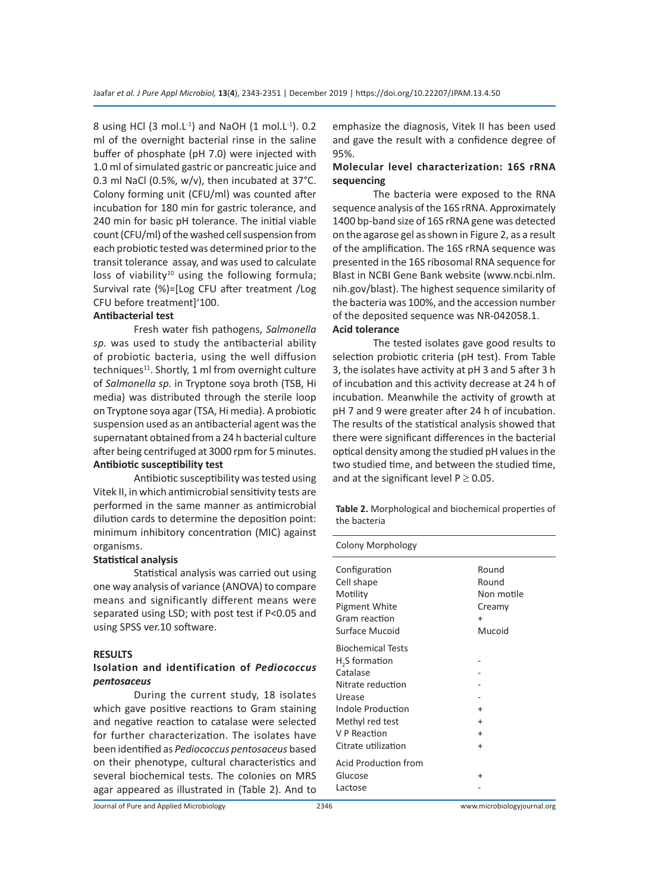8 using HCl (3 mol.$L^{-1}$) and NaOH (1 mol.$L^{-1}$). 0.2 ml of the overnight bacterial rinse in the saline buffer of phosphate (pH 7.0) were injected with 1.0 ml of simulated gastric or pancreatic juice and 0.3 ml NaCl (0.5%, w/v), then incubated at 37°C. Colony forming unit (CFU/ml) was counted after incubation for 180 min for gastric tolerance, and 240 min for basic pH tolerance. The initial viable count (CFU/ml) of the washed cell suspension from each probiotic tested was determined prior to the transit tolerance assay, and was used to calculate loss of viability[10] using the following formula; Survival rate (%)=[Log CFU after treatment /Log CFU before treatment]'100.

**Antibacterial test**

Fresh water fish pathogens, *Salmonella sp.* was used to study the antibacterial ability of probiotic bacteria, using the well diffusion techniques[11]. Shortly, 1 ml from overnight culture of *Salmonella sp.* in Tryptone soya broth (TSB, Hi media) was distributed through the sterile loop on Tryptone soya agar (TSA, Hi media). A probiotic suspension used as an antibacterial agent was the supernatant obtained from a 24 h bacterial culture after being centrifuged at 3000 rpm for 5 minutes.

**Antibiotic susceptibility test**

Antibiotic susceptibility was tested using Vitek II, in which antimicrobial sensitivity tests are performed in the same manner as antimicrobial dilution cards to determine the deposition point: minimum inhibitory concentration (MIC) against organisms.

**Statistical analysis**

Statistical analysis was carried out using one way analysis of variance (ANOVA) to compare means and significantly different means were separated using LSD; with post test if P<0.05 and using SPSS ver.10 software.

## RESULTS

### Isolation and identification of *Pediococcus pentosaceus*

During the current study, 18 isolates which gave positive reactions to Gram staining and negative reaction to catalase were selected for further characterization. The isolates have been identified as *Pediococcus pentosaceus* based on their phenotype, cultural characteristics and several biochemical tests. The colonies on MRS agar appeared as illustrated in (Table 2). And to emphasize the diagnosis, Vitek II has been used and gave the result with a confidence degree of 95%.

### Molecular level characterization: 16S rRNA sequencing

The bacteria were exposed to the RNA sequence analysis of the 16S rRNA. Approximately 1400 bp-band size of 16S rRNA gene was detected on the agarose gel as shown in Figure 2, as a result of the amplification. The 16S rRNA sequence was presented in the 16S ribosomal RNA sequence for Blast in NCBI Gene Bank website (www.ncbi.nlm.nih.gov/blast). The highest sequence similarity of the bacteria was 100%, and the accession number of the deposited sequence was NR-042058.1.

### Acid tolerance

The tested isolates gave good results to selection probiotic criteria (pH test). From Table 3, the isolates have activity at pH 3 and 5 after 3 h of incubation and this activity decrease at 24 h of incubation. Meanwhile the activity of growth at pH 7 and 9 were greater after 24 h of incubation. The results of the statistical analysis showed that there were significant differences in the bacterial optical density among the studied pH values in the two studied time, and between the studied time, and at the significant level $P \geq 0.05$.

**Table 2.** Morphological and biochemical properties of the bacteria

| Colony Morphology | |
|---|---|
| Configuration | Round |
| Cell shape | Round |
| Motility | Non motile |
| Pigment White | Creamy |
| Gram reaction | + |
| Surface Mucoid | Mucoid |
| **Biochemical Tests** | |
| $H_2S$ formation | - |
| Catalase | - |
| Nitrate reduction | - |
| Urease | - |
| Indole Production | + |
| Methyl red test | + |
| V P Reaction | + |
| Citrate utilization | + |
| **Acid Production from** | |
| Glucose | + |
| Lactose | - |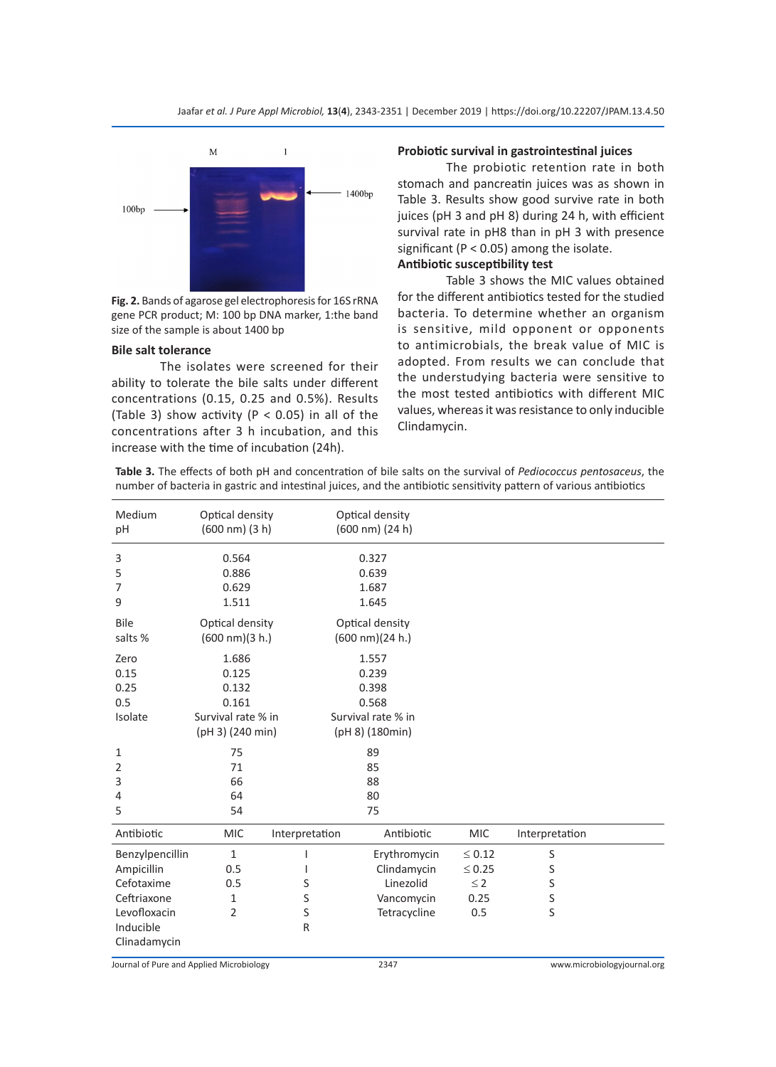Fig. 2. Bands of agarose gel electrophoresis for 16S rRNA gene PCR product; M: 100 bp DNA marker, 1:the band size of the sample is about 1400 bp

### Bile salt tolerance

The isolates were screened for their ability to tolerate the bile salts under different concentrations (0.15, 0.25 and 0.5%). Results (Table 3) show activity ($P < 0.05$) in all of the concentrations after 3 h incubation, and this increase with the time of incubation (24h).

### Probiotic survival in gastrointestinal juices

The probiotic retention rate in both stomach and pancreatin juices was as shown in Table 3. Results show good survive rate in both juices (pH 3 and pH 8) during 24 h, with efficient survival rate in pH8 than in pH 3 with presence significant ($P < 0.05$) among the isolate.

### Antibiotic susceptibility test

Table 3 shows the MIC values obtained for the different antibiotics tested for the studied bacteria. To determine whether an organism is sensitive, mild opponent or opponents to antimicrobials, the break value of MIC is adopted. From results we can conclude that the understudying bacteria were sensitive to the most tested antibiotics with different MIC values, whereas it was resistance to only inducible Clindamycin.

**Table 3.** The effects of both pH and concentration of bile salts on the survival of *Pediococcus pentosaceus*, the number of bacteria in gastric and intestinal juices, and the antibiotic sensitivity pattern of various antibiotics

| Medium pH | Optical density (600 nm) (3 h) | Optical density (600 nm) (24 h) |
|---|---|---|
| 3 | 0.564 | 0.327 |
| 5 | 0.886 | 0.639 |
| 7 | 0.629 | 1.687 |
| 9 | 1.511 | 1.645 |
| **Bile salts %** | **Optical density (600 nm)(3 h.)** | **Optical density (600 nm)(24 h.)** |
| Zero | 1.686 | 1.557 |
| 0.15 | 0.125 | 0.239 |
| 0.25 | 0.132 | 0.398 |
| 0.5 | 0.161 | 0.568 |
| **Isolate** | **Survival rate % in (pH 3) (240 min)** | **Survival rate % in (pH 8) (180min)** |
| 1 | 75 | 89 |
| 2 | 71 | 85 |
| 3 | 66 | 88 |
| 4 | 64 | 80 |
| 5 | 54 | 75 |

| Antibiotic | MIC | Interpretation | Antibiotic | MIC | Interpretation |
|---|---|---|---|---|---|
| Benzylpencillin | 1 | I | Erythromycin | ≤ 0.12 | S |
| Ampicillin | 0.5 | I | Clindamycin | ≤ 0.25 | S |
| Cefotaxime | 0.5 | S | Linezolid | ≤ 2 | S |
| Ceftriaxone | 1 | S | Vancomycin | 0.25 | S |
| Levofloxacin | 2 | S | Tetracycline | 0.5 | S |
| Inducible Clinadamycin | | R | | | |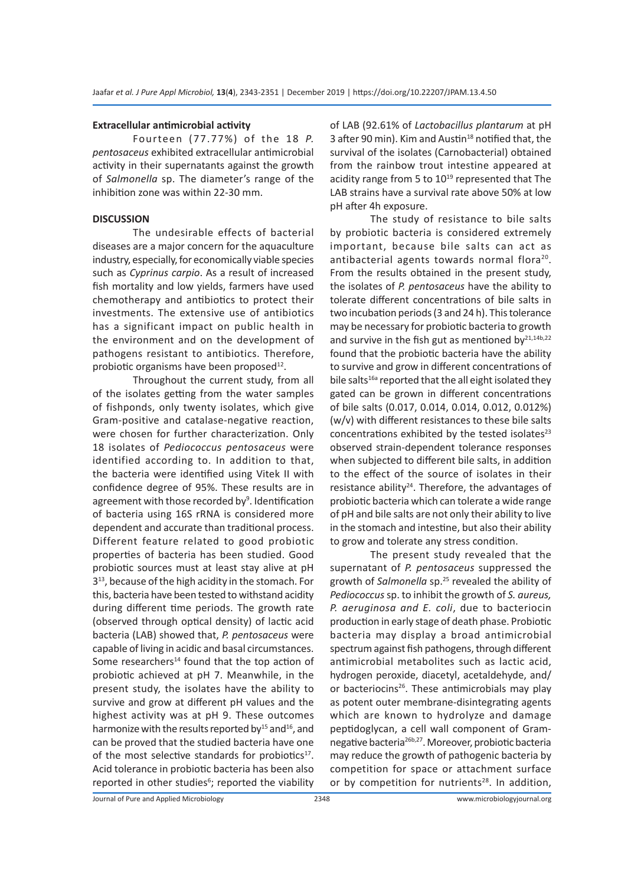### Extracellular antimicrobial activity

Fourteen (77.77%) of the 18 *P. pentosaceus* exhibited extracellular antimicrobial activity in their supernatants against the growth of *Salmonella* sp. The diameter's range of the inhibition zone was within 22-30 mm.

## DISCUSSION

The undesirable effects of bacterial diseases are a major concern for the aquaculture industry, especially, for economically viable species such as *Cyprinus carpio*. As a result of increased fish mortality and low yields, farmers have used chemotherapy and antibiotics to protect their investments. The extensive use of antibiotics has a significant impact on public health in the environment and on the development of pathogens resistant to antibiotics. Therefore, probiotic organisms have been proposed[12].

Throughout the current study, from all of the isolates getting from the water samples of fishponds, only twenty isolates, which give Gram-positive and catalase-negative reaction, were chosen for further characterization. Only 18 isolates of *Pediococcus pentosaceus* were identified according to. In addition to that, the bacteria were identified using Vitek II with confidence degree of 95%. These results are in agreement with those recorded by[9]. Identification of bacteria using 16S rRNA is considered more dependent and accurate than traditional process. Different feature related to good probiotic properties of bacteria has been studied. Good probiotic sources must at least stay alive at pH 3[13], because of the high acidity in the stomach. For this, bacteria have been tested to withstand acidity during different time periods. The growth rate (observed through optical density) of lactic acid bacteria (LAB) showed that, *P. pentosaceus* were capable of living in acidic and basal circumstances. Some researchers[14] found that the top action of probiotic achieved at pH 7. Meanwhile, in the present study, the isolates have the ability to survive and grow at different pH values and the highest activity was at pH 9. These outcomes harmonize with the results reported by[15] and[16], and can be proved that the studied bacteria have one of the most selective standards for probiotics[17]. Acid tolerance in probiotic bacteria has been also reported in other studies[6]; reported the viability of LAB (92.61% of *Lactobacillus plantarum* at pH 3 after 90 min). Kim and Austin[18] notified that, the survival of the isolates (Carnobacterial) obtained from the rainbow trout intestine appeared at acidity range from 5 to 10[19] represented that The LAB strains have a survival rate above 50% at low pH after 4h exposure.

The study of resistance to bile salts by probiotic bacteria is considered extremely important, because bile salts can act as antibacterial agents towards normal flora[20]. From the results obtained in the present study, the isolates of *P. pentosaceus* have the ability to tolerate different concentrations of bile salts in two incubation periods (3 and 24 h). This tolerance may be necessary for probiotic bacteria to growth and survive in the fish gut as mentioned by[21,14b,22] found that the probiotic bacteria have the ability to survive and grow in different concentrations of bile salts[16a] reported that the all eight isolated they gated can be grown in different concentrations of bile salts (0.017, 0.014, 0.014, 0.012, 0.012%) (w/v) with different resistances to these bile salts concentrations exhibited by the tested isolates[23] observed strain-dependent tolerance responses when subjected to different bile salts, in addition to the effect of the source of isolates in their resistance ability[24]. Therefore, the advantages of probiotic bacteria which can tolerate a wide range of pH and bile salts are not only their ability to live in the stomach and intestine, but also their ability to grow and tolerate any stress condition.

The present study revealed that the supernatant of *P. pentosaceus* suppressed the growth of *Salmonella* sp.[25] revealed the ability of *Pediococcus* sp. to inhibit the growth of *S. aureus, P. aeruginosa and E. coli*, due to bacteriocin production in early stage of death phase. Probiotic bacteria may display a broad antimicrobial spectrum against fish pathogens, through different antimicrobial metabolites such as lactic acid, hydrogen peroxide, diacetyl, acetaldehyde, and/or bacteriocins[26]. These antimicrobials may play as potent outer membrane-disintegrating agents which are known to hydrolyze and damage peptidoglycan, a cell wall component of Gram-negative bacteria[26b,27]. Moreover, probiotic bacteria may reduce the growth of pathogenic bacteria by competition for space or attachment surface or by competition for nutrients[28]. In addition,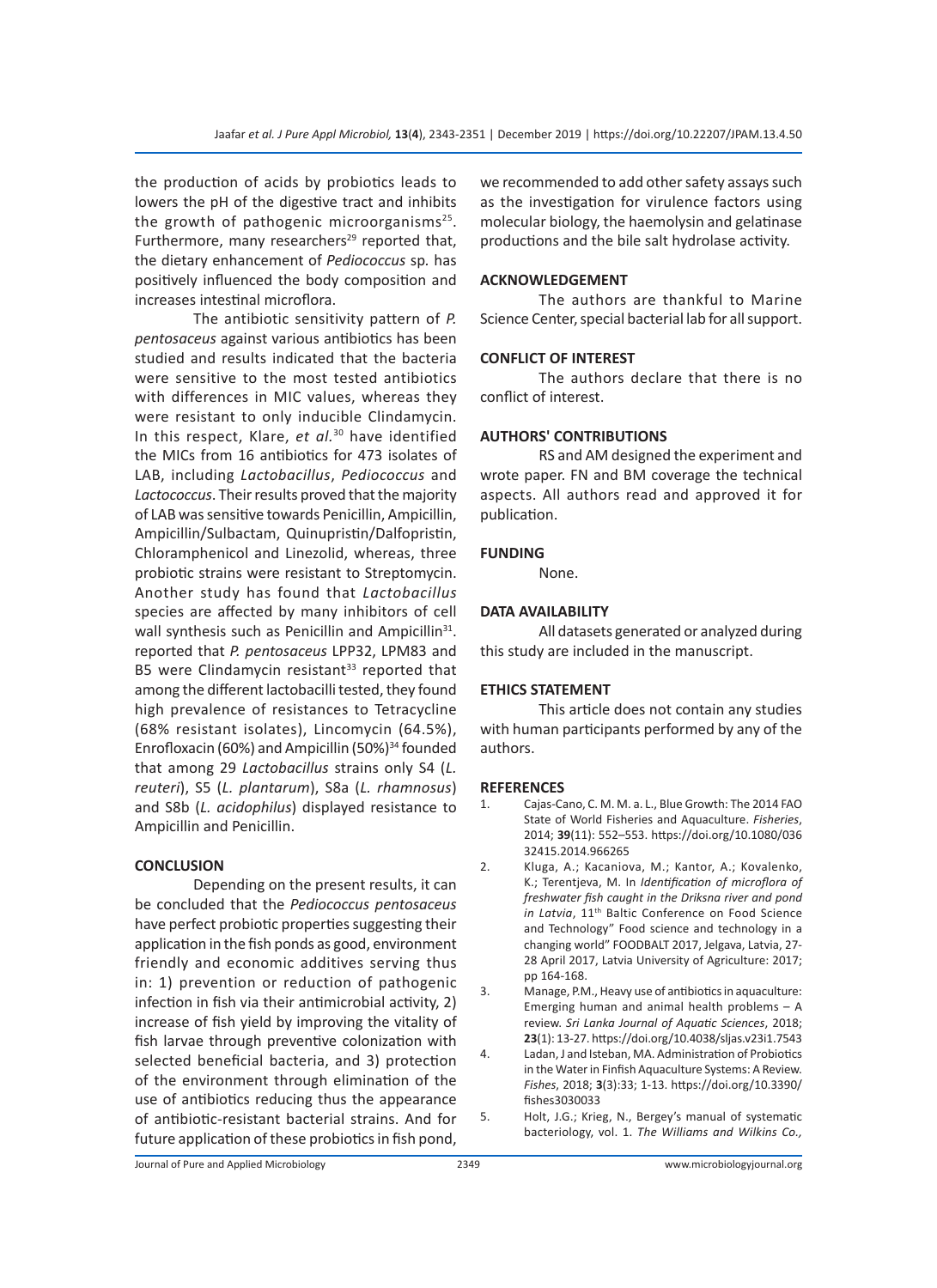the production of acids by probiotics leads to lowers the pH of the digestive tract and inhibits the growth of pathogenic microorganisms[25]. Furthermore, many researchers[29] reported that, the dietary enhancement of *Pediococcus* sp. has positively influenced the body composition and increases intestinal microflora.

The antibiotic sensitivity pattern of *P. pentosaceus* against various antibiotics has been studied and results indicated that the bacteria were sensitive to the most tested antibiotics with differences in MIC values, whereas they were resistant to only inducible Clindamycin. In this respect, Klare, *et al.*[30] have identified the MICs from 16 antibiotics for 473 isolates of LAB, including *Lactobacillus*, *Pediococcus* and *Lactococcus*. Their results proved that the majority of LAB was sensitive towards Penicillin, Ampicillin, Ampicillin/Sulbactam, Quinupristin/Dalfopristin, Chloramphenicol and Linezolid, whereas, three probiotic strains were resistant to Streptomycin. Another study has found that *Lactobacillus* species are affected by many inhibitors of cell wall synthesis such as Penicillin and Ampicillin[31]. reported that *P. pentosaceus* LPP32, LPM83 and B5 were Clindamycin resistant[33] reported that among the different lactobacilli tested, they found high prevalence of resistances to Tetracycline (68% resistant isolates), Lincomycin (64.5%), Enrofloxacin (60%) and Ampicillin (50%)[34] founded that among 29 *Lactobacillus* strains only S4 (*L. reuteri*), S5 (*L. plantarum*), S8a (*L. rhamnosus*) and S8b (*L. acidophilus*) displayed resistance to Ampicillin and Penicillin.

## CONCLUSION

Depending on the present results, it can be concluded that the *Pediococcus pentosaceus* have perfect probiotic properties suggesting their application in the fish ponds as good, environment friendly and economic additives serving thus in: 1) prevention or reduction of pathogenic infection in fish via their antimicrobial activity, 2) increase of fish yield by improving the vitality of fish larvae through preventive colonization with selected beneficial bacteria, and 3) protection of the environment through elimination of the use of antibiotics reducing thus the appearance of antibiotic-resistant bacterial strains. And for future application of these probiotics in fish pond, we recommended to add other safety assays such as the investigation for virulence factors using molecular biology, the haemolysin and gelatinase productions and the bile salt hydrolase activity.

## ACKNOWLEDGEMENT

The authors are thankful to Marine Science Center, special bacterial lab for all support.

## CONFLICT OF INTEREST

The authors declare that there is no conflict of interest.

## AUTHORS' CONTRIBUTIONS

RS and AM designed the experiment and wrote paper. FN and BM coverage the technical aspects. All authors read and approved it for publication.

## FUNDING

None.

## DATA AVAILABILITY

All datasets generated or analyzed during this study are included in the manuscript.

## ETHICS STATEMENT

This article does not contain any studies with human participants performed by any of the authors.

## REFERENCES

1. Cajas-Cano, C. M. M. a. L., Blue Growth: The 2014 FAO State of World Fisheries and Aquaculture. *Fisheries*, 2014; **39**(11): 552–553. https://doi.org/10.1080/03632415.2014.966265
2. Kluga, A.; Kacaniova, M.; Kantor, A.; Kovalenko, K.; Terentjeva, M. In *Identification of microflora of freshwater fish caught in the Driksna river and pond in Latvia*, 11th Baltic Conference on Food Science and Technology" Food science and technology in a changing world" FOODBALT 2017, Jelgava, Latvia, 27-28 April 2017, Latvia University of Agriculture: 2017; pp 164-168.
3. Manage, P.M., Heavy use of antibiotics in aquaculture: Emerging human and animal health problems – A review. *Sri Lanka Journal of Aquatic Sciences*, 2018; **23**(1): 13-27. https://doi.org/10.4038/sljas.v23i1.7543
4. Ladan, J and Isteban, MA. Administration of Probiotics in the Water in Finfish Aquaculture Systems: A Review. *Fishes*, 2018; **3**(3):33; 1-13. https://doi.org/10.3390/fishes3030033
5. Holt, J.G.; Krieg, N., Bergey's manual of systematic bacteriology, vol. 1. *The Williams and Wilkins Co.,*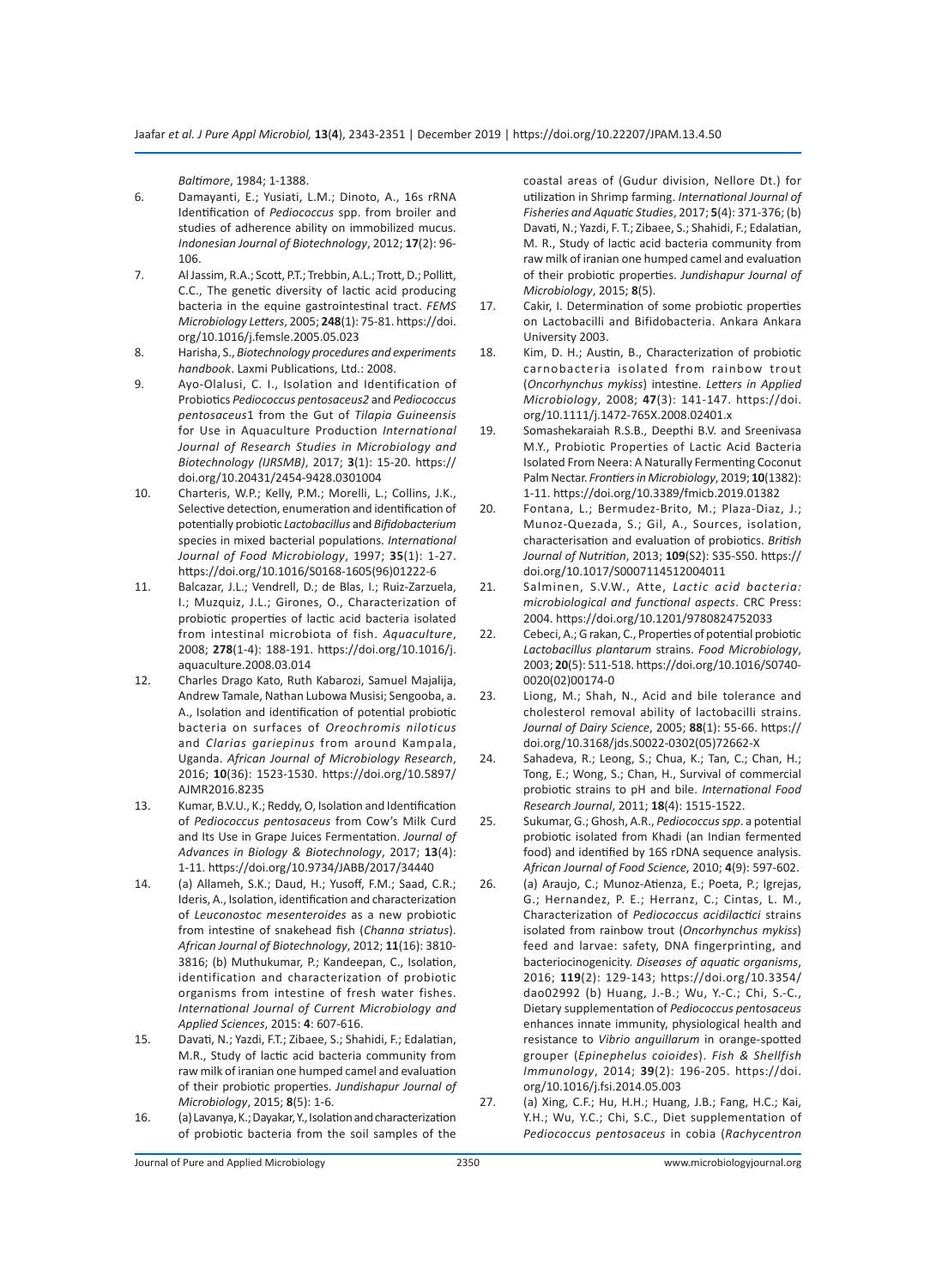*Baltimore*, 1984; 1-1388.

6. Damayanti, E.; Yusiati, L.M.; Dinoto, A., 16s rRNA Identification of *Pediococcus* spp. from broiler and studies of adherence ability on immobilized mucus. *Indonesian Journal of Biotechnology*, 2012; **17**(2): 96-106.
7. Al Jassim, R.A.; Scott, P.T.; Trebbin, A.L.; Trott, D.; Pollitt, C.C., The genetic diversity of lactic acid producing bacteria in the equine gastrointestinal tract. *FEMS Microbiology Letters*, 2005; **248**(1): 75-81. https://doi.org/10.1016/j.femsle.2005.05.023
8. Harisha, S., *Biotechnology procedures and experiments handbook*. Laxmi Publications, Ltd.: 2008.
9. Ayo-Olalusi, C. I., Isolation and Identification of Probiotics *Pediococcus pentosaceus2* and *Pediococcus pentosaceus*1 from the Gut of *Tilapia Guineensis* for Use in Aquaculture Production *International Journal of Research Studies in Microbiology and Biotechnology (IJRSMB)*, 2017; **3**(1): 15-20. https://doi.org/10.20431/2454-9428.0301004
10. Charteris, W.P.; Kelly, P.M.; Morelli, L.; Collins, J.K., Selective detection, enumeration and identification of potentially probiotic *Lactobacillus* and *Bifidobacterium* species in mixed bacterial populations. *International Journal of Food Microbiology*, 1997; **35**(1): 1-27. https://doi.org/10.1016/S0168-1605(96)01222-6
11. Balcazar, J.L.; Vendrell, D.; de Blas, I.; Ruiz-Zarzuela, I.; Muzquiz, J.L.; Girones, O., Characterization of probiotic properties of lactic acid bacteria isolated from intestinal microbiota of fish. *Aquaculture*, 2008; **278**(1-4): 188-191. https://doi.org/10.1016/j.aquaculture.2008.03.014
12. Charles Drago Kato, Ruth Kabarozi, Samuel Majalija, Andrew Tamale, Nathan Lubowa Musisi; Sengooba, a. A., Isolation and identification of potential probiotic bacteria on surfaces of *Oreochromis niloticus* and *Clarias gariepinus* from around Kampala, Uganda. *African Journal of Microbiology Research*, 2016; **10**(36): 1523-1530. https://doi.org/10.5897/AJMR2016.8235
13. Kumar, B.V.U., K.; Reddy, O, Isolation and Identification of *Pediococcus pentosaceus* from Cow's Milk Curd and Its Use in Grape Juices Fermentation. *Journal of Advances in Biology & Biotechnology*, 2017; **13**(4): 1-11. https://doi.org/10.9734/JABB/2017/34440
14. (a) Allameh, S.K.; Daud, H.; Yusoff, F.M.; Saad, C.R.; Ideris, A., Isolation, identification and characterization of *Leuconostoc mesenteroides* as a new probiotic from intestine of snakehead fish (*Channa striatus*). *African Journal of Biotechnology*, 2012; **11**(16): 3810-3816; (b) Muthukumar, P.; Kandeepan, C., Isolation, identification and characterization of probiotic organisms from intestine of fresh water fishes. *International Journal of Current Microbiology and Applied Sciences*, 2015: **4**: 607-616.
15. Davati, N.; Yazdi, F.T.; Zibaee, S.; Shahidi, F.; Edalatian, M.R., Study of lactic acid bacteria community from raw milk of iranian one humped camel and evaluation of their probiotic properties. *Jundishapur Journal of Microbiology*, 2015; **8**(5): 1-6.
16. (a) Lavanya, K.; Dayakar, Y., Isolation and characterization of probiotic bacteria from the soil samples of the coastal areas of (Gudur division, Nellore Dt.) for utilization in Shrimp farming. *International Journal of Fisheries and Aquatic Studies*, 2017; **5**(4): 371-376; (b) Davati, N.; Yazdi, F. T.; Zibaee, S.; Shahidi, F.; Edalatian, M. R., Study of lactic acid bacteria community from raw milk of iranian one humped camel and evaluation of their probiotic properties. *Jundishapur Journal of Microbiology*, 2015; **8**(5).
17. Cakir, I. Determination of some probiotic properties on Lactobacilli and Bifidobacteria. Ankara Ankara University 2003.
18. Kim, D. H.; Austin, B., Characterization of probiotic carnobacteria isolated from rainbow trout (*Oncorhynchus mykiss*) intestine. *Letters in Applied Microbiology*, 2008; **47**(3): 141-147. https://doi.org/10.1111/j.1472-765X.2008.02401.x
19. Somashekaraiah R.S.B., Deepthi B.V. and Sreenivasa M.Y., Probiotic Properties of Lactic Acid Bacteria Isolated From Neera: A Naturally Fermenting Coconut Palm Nectar. *Frontiers in Microbiology*, 2019; **10**(1382): 1-11. https://doi.org/10.3389/fmicb.2019.01382
20. Fontana, L.; Bermudez-Brito, M.; Plaza-Diaz, J.; Munoz-Quezada, S.; Gil, A., Sources, isolation, characterisation and evaluation of probiotics. *British Journal of Nutrition*, 2013; **109**(S2): S35-S50. https://doi.org/10.1017/S0007114512004011
21. Salminen, S.V.W., Atte, *Lactic acid bacteria: microbiological and functional aspects*. CRC Press: 2004. https://doi.org/10.1201/9780824752033
22. Cebeci, A.; G rakan, C., Properties of potential probiotic *Lactobacillus plantarum* strains. *Food Microbiology*, 2003; **20**(5): 511-518. https://doi.org/10.1016/S0740-0020(02)00174-0
23. Liong, M.; Shah, N., Acid and bile tolerance and cholesterol removal ability of lactobacilli strains. *Journal of Dairy Science*, 2005; **88**(1): 55-66. https://doi.org/10.3168/jds.S0022-0302(05)72662-X
24. Sahadeva, R.; Leong, S.; Chua, K.; Tan, C.; Chan, H.; Tong, E.; Wong, S.; Chan, H., Survival of commercial probiotic strains to pH and bile. *International Food Research Journal*, 2011; **18**(4): 1515-1522.
25. Sukumar, G.; Ghosh, A.R., *Pediococcus spp*. a potential probiotic isolated from Khadi (an Indian fermented food) and identified by 16S rDNA sequence analysis. *African Journal of Food Science*, 2010; **4**(9): 597-602.
26. (a) Araujo, C.; Munoz-Atienza, E.; Poeta, P.; Igrejas, G.; Hernandez, P. E.; Herranz, C.; Cintas, L. M., Characterization of *Pediococcus acidilactici* strains isolated from rainbow trout (*Oncorhynchus mykiss*) feed and larvae: safety, DNA fingerprinting, and bacteriocinogenicity. *Diseases of aquatic organisms*, 2016; **119**(2): 129-143; https://doi.org/10.3354/dao02992 (b) Huang, J.-B.; Wu, Y.-C.; Chi, S.-C., Dietary supplementation of *Pediococcus pentosaceus* enhances innate immunity, physiological health and resistance to *Vibrio anguillarum* in orange-spotted grouper (*Epinephelus coioides*). *Fish & Shellfish Immunology*, 2014; **39**(2): 196-205. https://doi.org/10.1016/j.fsi.2014.05.003
27. (a) Xing, C.F.; Hu, H.H.; Huang, J.B.; Fang, H.C.; Kai, Y.H.; Wu, Y.C.; Chi, S.C., Diet supplementation of *Pediococcus pentosaceus* in cobia (*Rachycentron*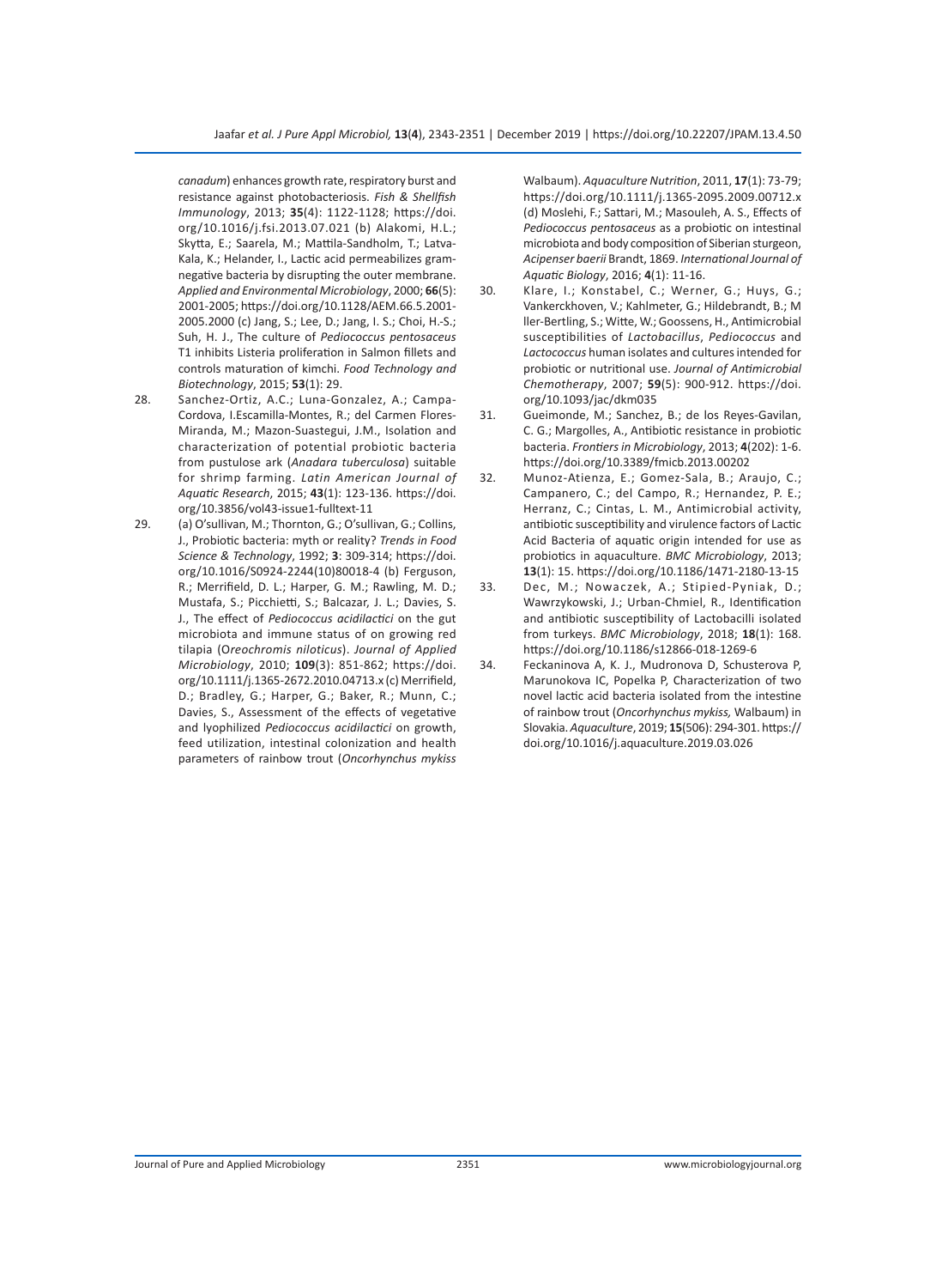*canadum*) enhances growth rate, respiratory burst and resistance against photobacteriosis. *Fish & Shellfish Immunology*, 2013; **35**(4): 1122-1128; https://doi.org/10.1016/j.fsi.2013.07.021 (b) Alakomi, H.L.; Skytta, E.; Saarela, M.; Mattila-Sandholm, T.; Latva-Kala, K.; Helander, I., Lactic acid permeabilizes gram-negative bacteria by disrupting the outer membrane. *Applied and Environmental Microbiology*, 2000; **66**(5): 2001-2005; https://doi.org/10.1128/AEM.66.5.2001-2005.2000 (c) Jang, S.; Lee, D.; Jang, I. S.; Choi, H.-S.; Suh, H. J., The culture of *Pediococcus pentosaceus* T1 inhibits Listeria proliferation in Salmon fillets and controls maturation of kimchi. *Food Technology and Biotechnology*, 2015; **53**(1): 29.

28. Sanchez-Ortiz, A.C.; Luna-Gonzalez, A.; Campa-Cordova, I.Escamilla-Montes, R.; del Carmen Flores-Miranda, M.; Mazon-Suastegui, J.M., Isolation and characterization of potential probiotic bacteria from pustulose ark (*Anadara tuberculosa*) suitable for shrimp farming. *Latin American Journal of Aquatic Research*, 2015; **43**(1): 123-136. https://doi.org/10.3856/vol43-issue1-fulltext-11

29. (a) O'sullivan, M.; Thornton, G.; O'sullivan, G.; Collins, J., Probiotic bacteria: myth or reality? *Trends in Food Science & Technology*, 1992; **3**: 309-314; https://doi.org/10.1016/S0924-2244(10)80018-4 (b) Ferguson, R.; Merrifield, D. L.; Harper, G. M.; Rawling, M. D.; Mustafa, S.; Picchietti, S.; Balcazar, J. L.; Davies, S. J., The effect of *Pediococcus acidilactici* on the gut microbiota and immune status of on growing red tilapia (O*reochromis niloticus*). *Journal of Applied Microbiology*, 2010; **109**(3): 851-862; https://doi.org/10.1111/j.1365-2672.2010.04713.x (c) Merrifield, D.; Bradley, G.; Harper, G.; Baker, R.; Munn, C.; Davies, S., Assessment of the effects of vegetative and lyophilized *Pediococcus acidilactici* on growth, feed utilization, intestinal colonization and health parameters of rainbow trout (*Oncorhynchus mykiss* Walbaum). *Aquaculture Nutrition*, 2011, **17**(1): 73-79; https://doi.org/10.1111/j.1365-2095.2009.00712.x (d) Moslehi, F.; Sattari, M.; Masouleh, A. S., Effects of *Pediococcus pentosaceus* as a probiotic on intestinal microbiota and body composition of Siberian sturgeon, *Acipenser baerii* Brandt, 1869. *International Journal of Aquatic Biology*, 2016; **4**(1): 11-16.

30. Klare, I.; Konstabel, C.; Werner, G.; Huys, G.; Vankerckhoven, V.; Kahlmeter, G.; Hildebrandt, B.; M ller-Bertling, S.; Witte, W.; Goossens, H., Antimicrobial susceptibilities of *Lactobacillus*, *Pediococcus* and *Lactococcus* human isolates and cultures intended for probiotic or nutritional use. *Journal of Antimicrobial Chemotherapy*, 2007; **59**(5): 900-912. https://doi.org/10.1093/jac/dkm035

31. Gueimonde, M.; Sanchez, B.; de los Reyes-Gavilan, C. G.; Margolles, A., Antibiotic resistance in probiotic bacteria. *Frontiers in Microbiology*, 2013; **4**(202): 1-6. https://doi.org/10.3389/fmicb.2013.00202

32. Munoz-Atienza, E.; Gomez-Sala, B.; Araujo, C.; Campanero, C.; del Campo, R.; Hernandez, P. E.; Herranz, C.; Cintas, L. M., Antimicrobial activity, antibiotic susceptibility and virulence factors of Lactic Acid Bacteria of aquatic origin intended for use as probiotics in aquaculture. *BMC Microbiology*, 2013; **13**(1): 15. https://doi.org/10.1186/1471-2180-13-15

33. Dec, M.; Nowaczek, A.; Stipied-Pyniak, D.; Wawrzykowski, J.; Urban-Chmiel, R., Identification and antibiotic susceptibility of Lactobacilli isolated from turkeys. *BMC Microbiology*, 2018; **18**(1): 168. https://doi.org/10.1186/s12866-018-1269-6

34. Feckaninova A, K. J., Mudronova D, Schusterova P, Marunokova IC, Popelka P, Characterization of two novel lactic acid bacteria isolated from the intestine of rainbow trout (*Oncorhynchus mykiss,* Walbaum) in Slovakia. *Aquaculture*, 2019; **15**(506): 294-301. https://doi.org/10.1016/j.aquaculture.2019.03.026